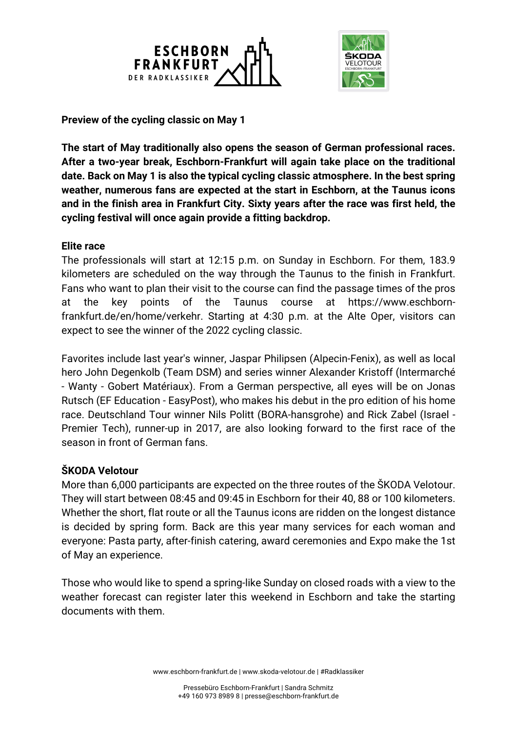**Preview of the cycling classic on May 1**

**The start of May traditionally also opens the season of German professional races. After a two-year break, Eschborn-Frankfurt will again take place on the traditional date. Back on May 1 is also the typical cycling classic atmosphere. In the best spring weather, numerous fans are expected at the start in Eschborn, at the Taunus icons and in the finish area in Frankfurt City. Sixty years after the race was first held, the cycling festival will once again provide a fitting backdrop.**

**Elite race**

The professionals will start at 12:15 p.m. on Sunday in Eschborn. For them, 183.9 kilometers are scheduled on the way through the Taunus to the finish in Frankfurt. Fans who want to plan their visit to the course can find the passage times of the pros at the key points of the Taunus course at https://www.eschborn-frankfurt.de/en/home/verkehr. Starting at 4:30 p.m. at the Alte Oper, visitors can expect to see the winner of the 2022 cycling classic.

Favorites include last year's winner, Jaspar Philipsen (Alpecin-Fenix), as well as local hero John Degenkolb (Team DSM) and series winner Alexander Kristoff (Intermarché - Wanty - Gobert Matériaux). From a German perspective, all eyes will be on Jonas Rutsch (EF Education - EasyPost), who makes his debut in the pro edition of his home race. Deutschland Tour winner Nils Politt (BORA-hansgrohe) and Rick Zabel (Israel - Premier Tech), runner-up in 2017, are also looking forward to the first race of the season in front of German fans.

**ŠKODA Velotour**

More than 6,000 participants are expected on the three routes of the ŠKODA Velotour. They will start between 08:45 and 09:45 in Eschborn for their 40, 88 or 100 kilometers. Whether the short, flat route or all the Taunus icons are ridden on the longest distance is decided by spring form. Back are this year many services for each woman and everyone: Pasta party, after-finish catering, award ceremonies and Expo make the 1st of May an experience.

Those who would like to spend a spring-like Sunday on closed roads with a view to the weather forecast can register later this weekend in Eschborn and take the starting documents with them.

www.eschborn-frankfurt.de | www.skoda-velotour.de | #Radklassiker

Pressebüro Eschborn-Frankfurt | Sandra Schmitz
+49 160 973 8989 8 | presse@eschborn-frankfurt.de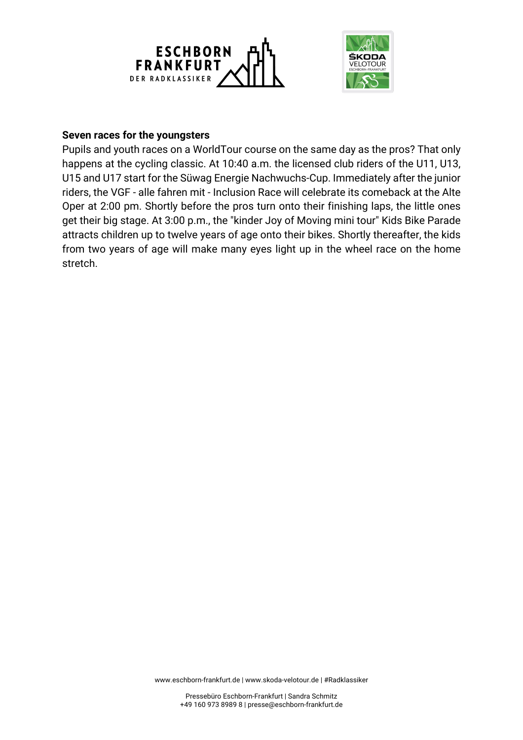**Seven races for the youngsters**

Pupils and youth races on a WorldTour course on the same day as the pros? That only happens at the cycling classic. At 10:40 a.m. the licensed club riders of the U11, U13, U15 and U17 start for the Süwag Energie Nachwuchs-Cup. Immediately after the junior riders, the VGF - alle fahren mit - Inclusion Race will celebrate its comeback at the Alte Oper at 2:00 pm. Shortly before the pros turn onto their finishing laps, the little ones get their big stage. At 3:00 p.m., the "kinder Joy of Moving mini tour" Kids Bike Parade attracts children up to twelve years of age onto their bikes. Shortly thereafter, the kids from two years of age will make many eyes light up in the wheel race on the home stretch.